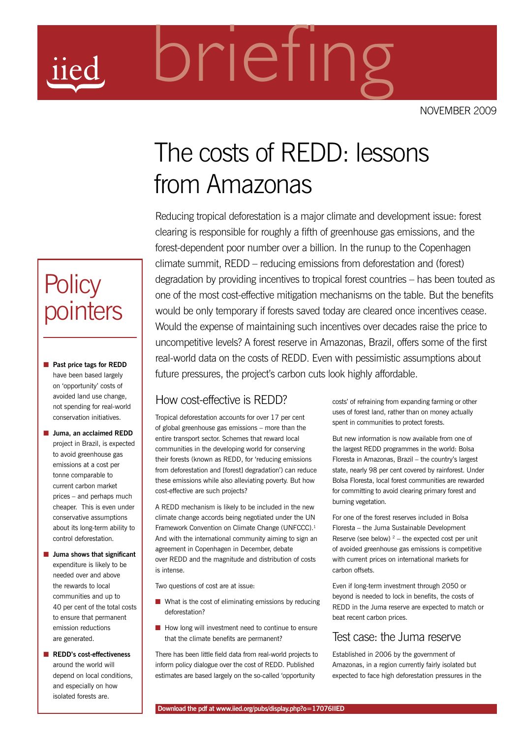# The costs of REDD: lessons from Amazonas

Reducing tropical deforestation is a major climate and development issue: forest clearing is responsible for roughly a fifth of greenhouse gas emissions, and the forest-dependent poor number over a billion. In the runup to the Copenhagen climate summit, REDD – reducing emissions from deforestation and (forest) degradation by providing incentives to tropical forest countries – has been touted as one of the most cost-effective mitigation mechanisms on the table. But the benefits would be only temporary if forests saved today are cleared once incentives cease. Would the expense of maintaining such incentives over decades raise the price to uncompetitive levels? A forest reserve in Amazonas, Brazil, offers some of the first real-world data on the costs of REDD. Even with pessimistic assumptions about future pressures, the project's carbon cuts look highly affordable.

## Policy pointers

- **Past price tags for REDD** have been based largely on 'opportunity' costs of avoided land use change, not spending for real-world conservation initiatives.
- **Juma, an acclaimed REDD** project in Brazil, is expected to avoid greenhouse gas emissions at a cost per tonne comparable to current carbon market prices – and perhaps much cheaper. This is even under conservative assumptions about its long-term ability to control deforestation.
- **Juma shows that significant** expenditure is likely to be needed over and above the rewards to local communities and up to 40 per cent of the total costs to ensure that permanent emission reductions are generated.
- **REDD's cost-effectiveness** around the world will depend on local conditions, and especially on how isolated forests are.

## How cost-effective is REDD?

Tropical deforestation accounts for over 17 per cent of global greenhouse gas emissions – more than the entire transport sector. Schemes that reward local communities in the developing world for conserving their forests (known as REDD, for 'reducing emissions from deforestation and [forest] degradation') can reduce these emissions while also alleviating poverty. But how cost-effective are such projects?

A REDD mechanism is likely to be included in the new climate change accords being negotiated under the UN Framework Convention on Climate Change (UNFCCC).[1] And with the international community aiming to sign an agreement in Copenhagen in December, debate over REDD and the magnitude and distribution of costs is intense.

Two questions of cost are at issue:

- What is the cost of eliminating emissions by reducing deforestation?
- How long will investment need to continue to ensure that the climate benefits are permanent?

There has been little field data from real-world projects to inform policy dialogue over the cost of REDD. Published estimates are based largely on the so-called 'opportunity costs' of refraining from expanding farming or other uses of forest land, rather than on money actually spent in communities to protect forests.

But new information is now available from one of the largest REDD programmes in the world: Bolsa Floresta in Amazonas, Brazil – the country's largest state, nearly 98 per cent covered by rainforest. Under Bolsa Floresta, local forest communities are rewarded for committing to avoid clearing primary forest and burning vegetation.

For one of the forest reserves included in Bolsa Floresta – the Juma Sustainable Development Reserve (see below) [2] – the expected cost per unit of avoided greenhouse gas emissions is competitive with current prices on international markets for carbon offsets.

Even if long-term investment through 2050 or beyond is needed to lock in benefits, the costs of REDD in the Juma reserve are expected to match or beat recent carbon prices.

## Test case: the Juma reserve

Established in 2006 by the government of Amazonas, in a region currently fairly isolated but expected to face high deforestation pressures in the

**Download the pdf at www.iied.org/pubs/display.php?o=17076IIED**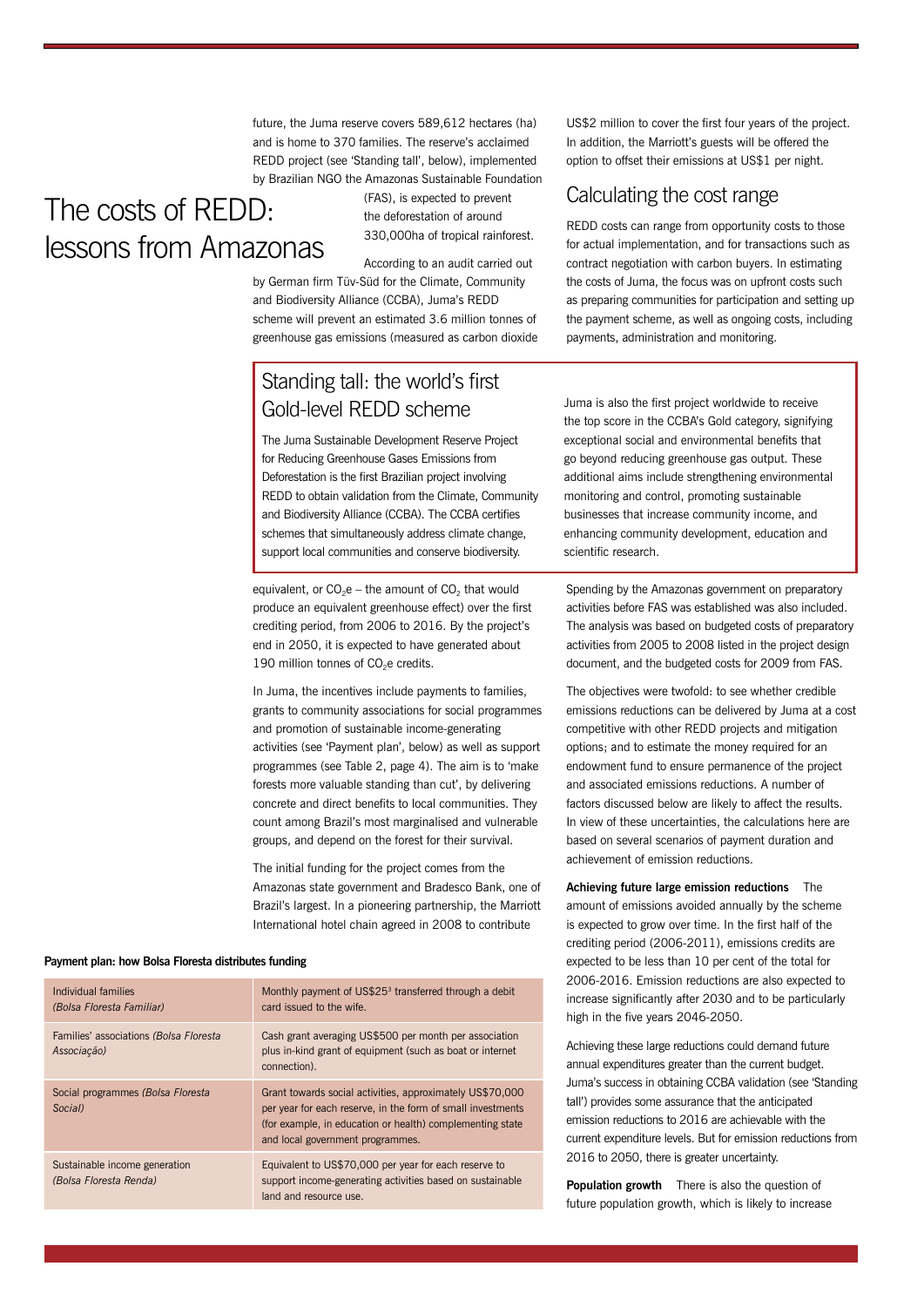# The costs of REDD: lessons from Amazonas

future, the Juma reserve covers 589,612 hectares (ha) and is home to 370 families. The reserve's acclaimed REDD project (see 'Standing tall', below), implemented by Brazilian NGO the Amazonas Sustainable Foundation (FAS), is expected to prevent the deforestation of around 330,000ha of tropical rainforest.

According to an audit carried out by German firm Tüv-Süd for the Climate, Community and Biodiversity Alliance (CCBA), Juma's REDD scheme will prevent an estimated 3.6 million tonnes of greenhouse gas emissions (measured as carbon dioxide equivalent, or $CO_2e$ – the amount of $CO_2$ that would produce an equivalent greenhouse effect) over the first crediting period, from 2006 to 2016. By the project's end in 2050, it is expected to have generated about 190 million tonnes of $CO_2e$ credits.

In Juma, the incentives include payments to families, grants to community associations for social programmes and promotion of sustainable income-generating activities (see 'Payment plan', below) as well as support programmes (see Table 2, page 4). The aim is to 'make forests more valuable standing than cut', by delivering concrete and direct benefits to local communities. They count among Brazil's most marginalised and vulnerable groups, and depend on the forest for their survival.

The initial funding for the project comes from the Amazonas state government and Bradesco Bank, one of Brazil's largest. In a pioneering partnership, the Marriott International hotel chain agreed in 2008 to contribute US$2 million to cover the first four years of the project. In addition, the Marriott's guests will be offered the option to offset their emissions at US$1 per night.

## Standing tall: the world's first Gold-level REDD scheme

The Juma Sustainable Development Reserve Project for Reducing Greenhouse Gases Emissions from Deforestation is the first Brazilian project involving REDD to obtain validation from the Climate, Community and Biodiversity Alliance (CCBA). The CCBA certifies schemes that simultaneously address climate change, support local communities and conserve biodiversity.

Juma is also the first project worldwide to receive the top score in the CCBA's Gold category, signifying exceptional social and environmental benefits that go beyond reducing greenhouse gas output. These additional aims include strengthening environmental monitoring and control, promoting sustainable businesses that increase community income, and enhancing community development, education and scientific research.

**Payment plan: how Bolsa Floresta distributes funding**

| | |
|---|---|
| Individual families *(Bolsa Floresta Familiar)* | Monthly payment of US$25[3] transferred through a debit card issued to the wife. |
| Families' associations *(Bolsa Floresta Associação)* | Cash grant averaging US$500 per month per association plus in-kind grant of equipment (such as boat or internet connection). |
| Social programmes *(Bolsa Floresta Social)* | Grant towards social activities, approximately US$70,000 per year for each reserve, in the form of small investments (for example, in education or health) complementing state and local government programmes. |
| Sustainable income generation *(Bolsa Floresta Renda)* | Equivalent to US$70,000 per year for each reserve to support income-generating activities based on sustainable land and resource use. |

## Calculating the cost range

REDD costs can range from opportunity costs to those for actual implementation, and for transactions such as contract negotiation with carbon buyers. In estimating the costs of Juma, the focus was on upfront costs such as preparing communities for participation and setting up the payment scheme, as well as ongoing costs, including payments, administration and monitoring.

Spending by the Amazonas government on preparatory activities before FAS was established was also included. The analysis was based on budgeted costs of preparatory activities from 2005 to 2008 listed in the project design document, and the budgeted costs for 2009 from FAS.

The objectives were twofold: to see whether credible emissions reductions can be delivered by Juma at a cost competitive with other REDD projects and mitigation options; and to estimate the money required for an endowment fund to ensure permanence of the project and associated emissions reductions. A number of factors discussed below are likely to affect the results. In view of these uncertainties, the calculations here are based on several scenarios of payment duration and achievement of emission reductions.

**Achieving future large emission reductions** The amount of emissions avoided annually by the scheme is expected to grow over time. In the first half of the crediting period (2006-2011), emissions credits are expected to be less than 10 per cent of the total for 2006-2016. Emission reductions are also expected to increase significantly after 2030 and to be particularly high in the five years 2046-2050.

Achieving these large reductions could demand future annual expenditures greater than the current budget. Juma's success in obtaining CCBA validation (see 'Standing tall') provides some assurance that the anticipated emission reductions to 2016 are achievable with the current expenditure levels. But for emission reductions from 2016 to 2050, there is greater uncertainty.

**Population growth** There is also the question of future population growth, which is likely to increase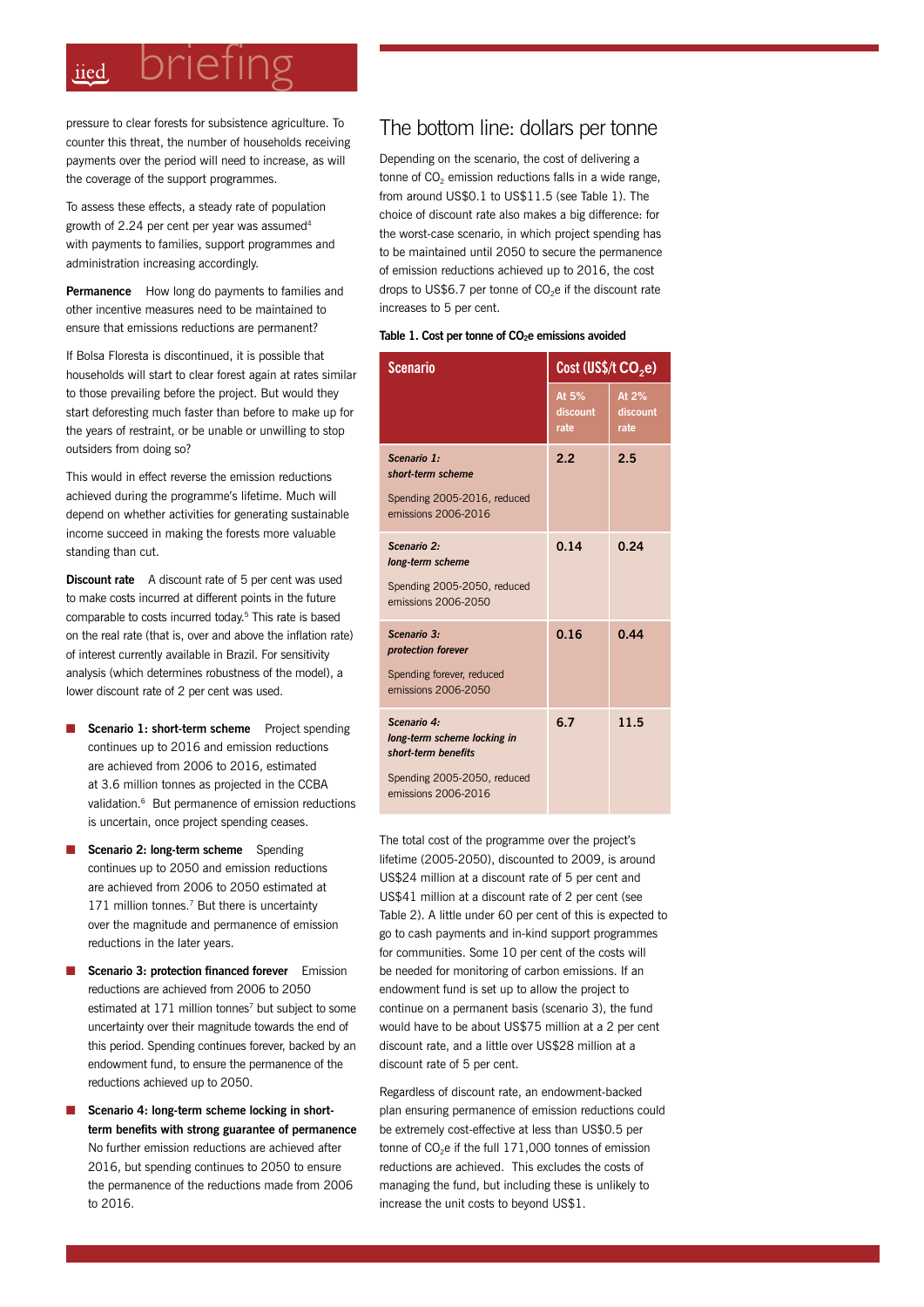pressure to clear forests for subsistence agriculture. To counter this threat, the number of households receiving payments over the period will need to increase, as will the coverage of the support programmes.

To assess these effects, a steady rate of population growth of 2.24 per cent per year was assumed[4] with payments to families, support programmes and administration increasing accordingly.

**Permanence** How long do payments to families and other incentive measures need to be maintained to ensure that emissions reductions are permanent?

If Bolsa Floresta is discontinued, it is possible that households will start to clear forest again at rates similar to those prevailing before the project. But would they start deforesting much faster than before to make up for the years of restraint, or be unable or unwilling to stop outsiders from doing so?

This would in effect reverse the emission reductions achieved during the programme's lifetime. Much will depend on whether activities for generating sustainable income succeed in making the forests more valuable standing than cut.

**Discount rate** A discount rate of 5 per cent was used to make costs incurred at different points in the future comparable to costs incurred today.[5] This rate is based on the real rate (that is, over and above the inflation rate) of interest currently available in Brazil. For sensitivity analysis (which determines robustness of the model), a lower discount rate of 2 per cent was used.

- **Scenario 1: short-term scheme** Project spending continues up to 2016 and emission reductions are achieved from 2006 to 2016, estimated at 3.6 million tonnes as projected in the CCBA validation.[6] But permanence of emission reductions is uncertain, once project spending ceases.
- **Scenario 2: long-term scheme** Spending continues up to 2050 and emission reductions are achieved from 2006 to 2050 estimated at 171 million tonnes.[7] But there is uncertainty over the magnitude and permanence of emission reductions in the later years.
- **Scenario 3: protection financed forever** Emission reductions are achieved from 2006 to 2050 estimated at 171 million tonnes[7] but subject to some uncertainty over their magnitude towards the end of this period. Spending continues forever, backed by an endowment fund, to ensure the permanence of the reductions achieved up to 2050.
- **Scenario 4: long-term scheme locking in short-term benefits with strong guarantee of permanence** No further emission reductions are achieved after 2016, but spending continues to 2050 to ensure the permanence of the reductions made from 2006 to 2016.

## The bottom line: dollars per tonne

Depending on the scenario, the cost of delivering a tonne of $CO_2$ emission reductions falls in a wide range, from around US$0.1 to US$11.5 (see Table 1). The choice of discount rate also makes a big difference: for the worst-case scenario, in which project spending has to be maintained until 2050 to secure the permanence of emission reductions achieved up to 2016, the cost drops to US$6.7 per tonne of $CO_2$e if the discount rate increases to 5 per cent.

**Table 1. Cost per tonne of $CO_2$e emissions avoided**

| Scenario | Cost (US$/t $CO_2$e) | |
|---|---|---|
| | At 5% discount rate | At 2% discount rate |
| ***Scenario 1: short-term scheme*** Spending 2005-2016, reduced emissions 2006-2016 | 2.2 | 2.5 |
| ***Scenario 2: long-term scheme*** Spending 2005-2050, reduced emissions 2006-2050 | 0.14 | 0.24 |
| ***Scenario 3: protection forever*** Spending forever, reduced emissions 2006-2050 | 0.16 | 0.44 |
| ***Scenario 4: long-term scheme locking in short-term benefits*** Spending 2005-2050, reduced emissions 2006-2016 | 6.7 | 11.5 |

The total cost of the programme over the project's lifetime (2005-2050), discounted to 2009, is around US$24 million at a discount rate of 5 per cent and US$41 million at a discount rate of 2 per cent (see Table 2). A little under 60 per cent of this is expected to go to cash payments and in-kind support programmes for communities. Some 10 per cent of the costs will be needed for monitoring of carbon emissions. If an endowment fund is set up to allow the project to continue on a permanent basis (scenario 3), the fund would have to be about US$75 million at a 2 per cent discount rate, and a little over US$28 million at a discount rate of 5 per cent.

Regardless of discount rate, an endowment-backed plan ensuring permanence of emission reductions could be extremely cost-effective at less than US$0.5 per tonne of $CO_2$e if the full 171,000 tonnes of emission reductions are achieved. This excludes the costs of managing the fund, but including these is unlikely to increase the unit costs to beyond US$1.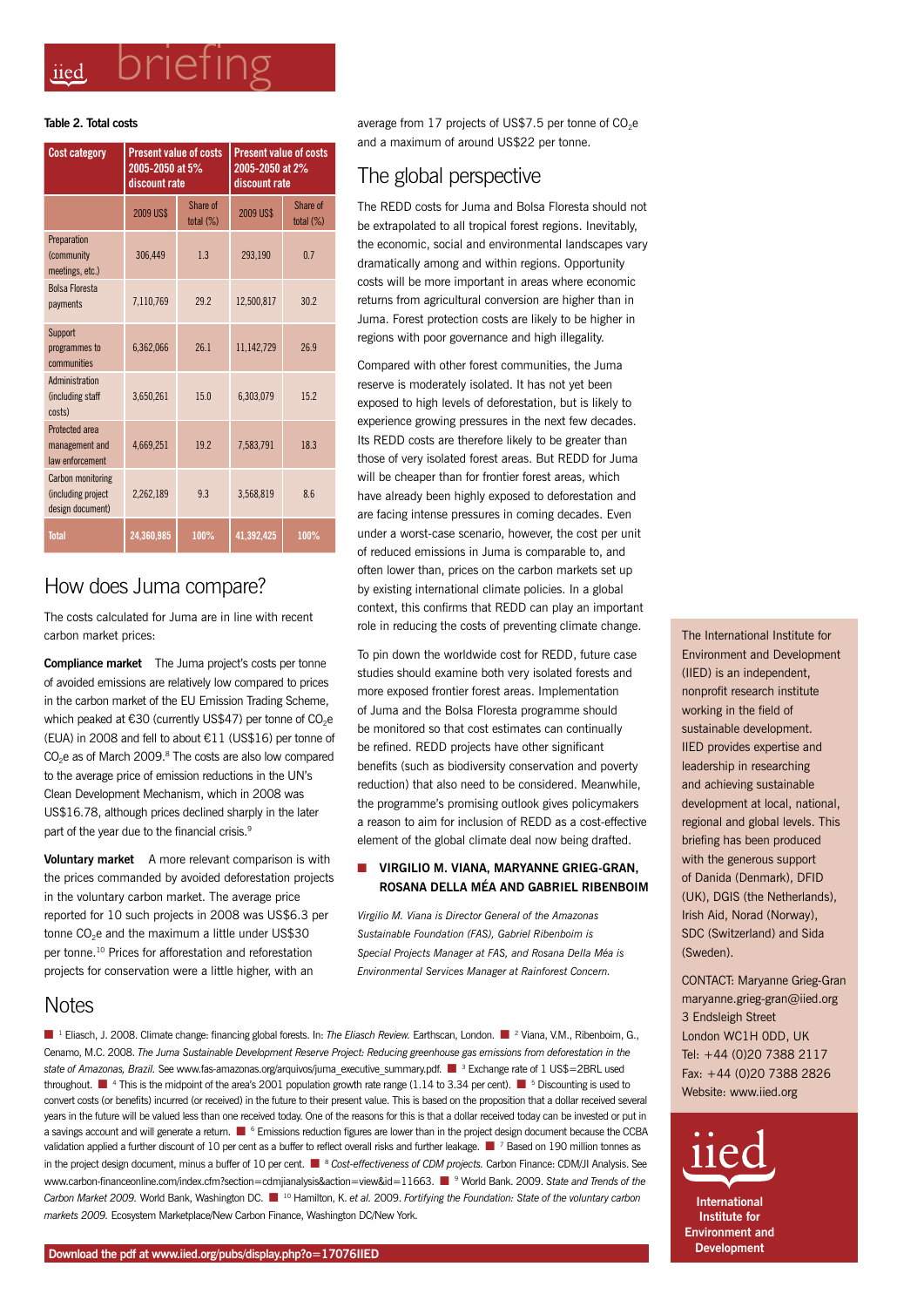**Table 2. Total costs**

| Cost category | Present value of costs 2005-2050 at 5% discount rate | | Present value of costs 2005-2050 at 2% discount rate | |
|---|---|---|---|---|
| | 2009 US$ | Share of total (%) | 2009 US$ | Share of total (%) |
| Preparation (community meetings, etc.) | 306,449 | 1.3 | 293,190 | 0.7 |
| Bolsa Floresta payments | 7,110,769 | 29.2 | 12,500,817 | 30.2 |
| Support programmes to communities | 6,362,066 | 26.1 | 11,142,729 | 26.9 |
| Administration (including staff costs) | 3,650,261 | 15.0 | 6,303,079 | 15.2 |
| Protected area management and law enforcement | 4,669,251 | 19.2 | 7,583,791 | 18.3 |
| Carbon monitoring (including project design document) | 2,262,189 | 9.3 | 3,568,819 | 8.6 |
| **Total** | **24,360,985** | **100%** | **41,392,425** | **100%** |

## How does Juma compare?

The costs calculated for Juma are in line with recent carbon market prices:

**Compliance market** The Juma project's costs per tonne of avoided emissions are relatively low compared to prices in the carbon market of the EU Emission Trading Scheme, which peaked at €30 (currently US$47) per tonne of $CO_2e$ (EUA) in 2008 and fell to about €11 (US$16) per tonne of $CO_2e$ as of March 2009.[8] The costs are also low compared to the average price of emission reductions in the UN's Clean Development Mechanism, which in 2008 was US$16.78, although prices declined sharply in the later part of the year due to the financial crisis.[9]

**Voluntary market** A more relevant comparison is with the prices commanded by avoided deforestation projects in the voluntary carbon market. The average price reported for 10 such projects in 2008 was US$6.3 per tonne $CO_2e$ and the maximum a little under US$30 per tonne.[10] Prices for afforestation and reforestation projects for conservation were a little higher, with an average from 17 projects of US$7.5 per tonne of $CO_2e$ and a maximum of around US$22 per tonne.

## The global perspective

The REDD costs for Juma and Bolsa Floresta should not be extrapolated to all tropical forest regions. Inevitably, the economic, social and environmental landscapes vary dramatically among and within regions. Opportunity costs will be more important in areas where economic returns from agricultural conversion are higher than in Juma. Forest protection costs are likely to be higher in regions with poor governance and high illegality.

Compared with other forest communities, the Juma reserve is moderately isolated. It has not yet been exposed to high levels of deforestation, but is likely to experience growing pressures in the next few decades. Its REDD costs are therefore likely to be greater than those of very isolated forest areas. But REDD for Juma will be cheaper than for frontier forest areas, which have already been highly exposed to deforestation and are facing intense pressures in coming decades. Even under a worst-case scenario, however, the cost per unit of reduced emissions in Juma is comparable to, and often lower than, prices on the carbon markets set up by existing international climate policies. In a global context, this confirms that REDD can play an important role in reducing the costs of preventing climate change.

To pin down the worldwide cost for REDD, future case studies should examine both very isolated forests and more exposed frontier forest areas. Implementation of Juma and the Bolsa Floresta programme should be monitored so that cost estimates can continually be refined. REDD projects have other significant benefits (such as biodiversity conservation and poverty reduction) that also need to be considered. Meanwhile, the programme's promising outlook gives policymakers a reason to aim for inclusion of REDD as a cost-effective element of the global climate deal now being drafted.

**VIRGILIO M. VIANA, MARYANNE GRIEG-GRAN, ROSANA DELLA MÉA AND GABRIEL RIBENBOIM**

*Virgilio M. Viana is Director General of the Amazonas Sustainable Foundation (FAS), Gabriel Ribenboim is Special Projects Manager at FAS, and Rosana Della Méa is Environmental Services Manager at Rainforest Concern.*

## Notes

[1] Eliasch, J. 2008. Climate change: financing global forests. In: *The Eliasch Review.* Earthscan, London. [2] Viana, V.M., Ribenboim, G., Cenamo, M.C. 2008. *The Juma Sustainable Development Reserve Project: Reducing greenhouse gas emissions from deforestation in the state of Amazonas, Brazil.* See www.fas-amazonas.org/arquivos/juma_executive_summary.pdf. [3] Exchange rate of 1 US$=2BRL used throughout. [4] This is the midpoint of the area's 2001 population growth rate range (1.14 to 3.34 per cent). [5] Discounting is used to convert costs (or benefits) incurred (or received) in the future to their present value. This is based on the proposition that a dollar received several years in the future will be valued less than one received today. One of the reasons for this is that a dollar received today can be invested or put in a savings account and will generate a return. [6] Emissions reduction figures are lower than in the project design document because the CCBA validation applied a further discount of 10 per cent as a buffer to reflect overall risks and further leakage. [7] Based on 190 million tonnes as in the project design document, minus a buffer of 10 per cent. [8] *Cost-effectiveness of CDM projects.* Carbon Finance: CDM/JI Analysis. See www.carbon-financeonline.com/index.cfm?section=cdmjianalysis&action=view&id=11663. [9] World Bank. 2009. *State and Trends of the Carbon Market 2009.* World Bank, Washington DC. [10] Hamilton, K. *et al.* 2009. *Fortifying the Foundation: State of the voluntary carbon markets 2009.* Ecosystem Marketplace/New Carbon Finance, Washington DC/New York.

The International Institute for Environment and Development (IIED) is an independent, nonprofit research institute working in the field of sustainable development. IIED provides expertise and leadership in researching and achieving sustainable development at local, national, regional and global levels. This briefing has been produced with the generous support of Danida (Denmark), DFID (UK), DGIS (the Netherlands), Irish Aid, Norad (Norway), SDC (Switzerland) and Sida (Sweden).

CONTACT: Maryanne Grieg-Gran
maryanne.grieg-gran@iied.org
3 Endsleigh Street
London WC1H 0DD, UK
Tel: +44 (0)20 7388 2117
Fax: +44 (0)20 7388 2826
Website: www.iied.org

iied
International Institute for Environment and Development

Download the pdf at www.iied.org/pubs/display.php?o=17076IIED